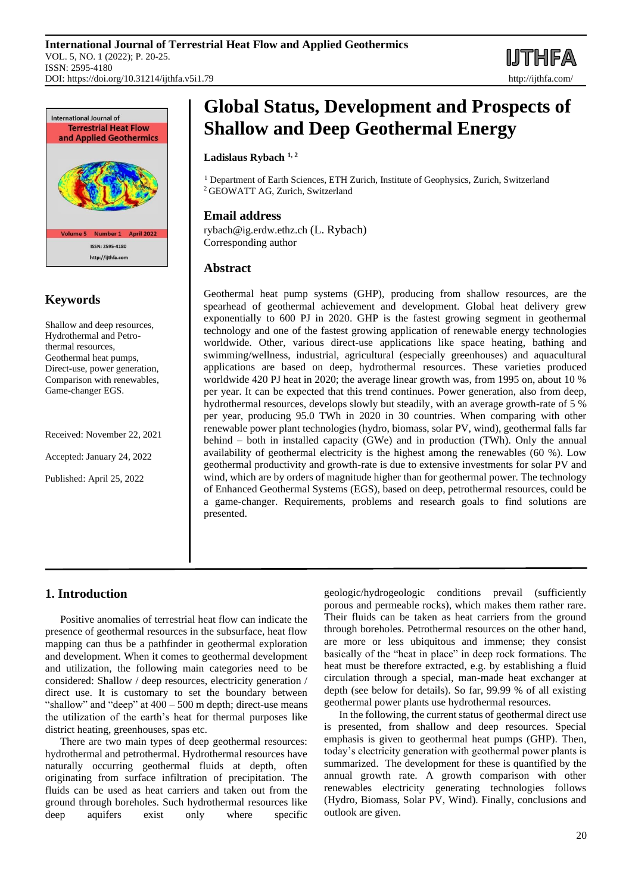# Global Status, Development and Prospects of Shallow and Deep Geothermal Energy

**Ladislaus Rybach** [1, 2]

[1] Department of Earth Sciences, ETH Zurich, Institute of Geophysics, Zurich, Switzerland
[2] GEOWATT AG, Zurich, Switzerland

## Email address

rybach@ig.erdw.ethz.ch (L. Rybach)
Corresponding author

## Abstract

Geothermal heat pump systems (GHP), producing from shallow resources, are the spearhead of geothermal achievement and development. Global heat delivery grew exponentially to 600 PJ in 2020. GHP is the fastest growing segment in geothermal technology and one of the fastest growing application of renewable energy technologies worldwide. Other, various direct-use applications like space heating, bathing and swimming/wellness, industrial, agricultural (especially greenhouses) and aquacultural applications are based on deep, hydrothermal resources. These varieties produced worldwide 420 PJ heat in 2020; the average linear growth was, from 1995 on, about 10 % per year. It can be expected that this trend continues. Power generation, also from deep, hydrothermal resources, develops slowly but steadily, with an average growth-rate of 5 % per year, producing 95.0 TWh in 2020 in 30 countries. When comparing with other renewable power plant technologies (hydro, biomass, solar PV, wind), geothermal falls far behind – both in installed capacity (GWe) and in production (TWh). Only the annual availability of geothermal electricity is the highest among the renewables (60 %). Low geothermal productivity and growth-rate is due to extensive investments for solar PV and wind, which are by orders of magnitude higher than for geothermal power. The technology of Enhanced Geothermal Systems (EGS), based on deep, petrothermal resources, could be a game-changer. Requirements, problems and research goals to find solutions are presented.

## Keywords

Shallow and deep resources, Hydrothermal and Petrothermal resources, Geothermal heat pumps, Direct-use, power generation, Comparison with renewables, Game-changer EGS.

Received: November 22, 2021

Accepted: January 24, 2022

Published: April 25, 2022

## 1. Introduction

Positive anomalies of terrestrial heat flow can indicate the presence of geothermal resources in the subsurface, heat flow mapping can thus be a pathfinder in geothermal exploration and development. When it comes to geothermal development and utilization, the following main categories need to be considered: Shallow / deep resources, electricity generation / direct use. It is customary to set the boundary between "shallow" and "deep" at 400 – 500 m depth; direct-use means the utilization of the earth's heat for thermal purposes like district heating, greenhouses, spas etc.

There are two main types of deep geothermal resources: hydrothermal and petrothermal. Hydrothermal resources have naturally occurring geothermal fluids at depth, often originating from surface infiltration of precipitation. The fluids can be used as heat carriers and taken out from the ground through boreholes. Such hydrothermal resources like deep aquifers exist only where specific geologic/hydrogeologic conditions prevail (sufficiently porous and permeable rocks), which makes them rather rare. Their fluids can be taken as heat carriers from the ground through boreholes. Petrothermal resources on the other hand, are more or less ubiquitous and immense; they consist basically of the "heat in place" in deep rock formations. The heat must be therefore extracted, e.g. by establishing a fluid circulation through a special, man-made heat exchanger at depth (see below for details). So far, 99.99 % of all existing geothermal power plants use hydrothermal resources.

In the following, the current status of geothermal direct use is presented, from shallow and deep resources. Special emphasis is given to geothermal heat pumps (GHP). Then, today's electricity generation with geothermal power plants is summarized. The development for these is quantified by the annual growth rate. A growth comparison with other renewables electricity generating technologies follows (Hydro, Biomass, Solar PV, Wind). Finally, conclusions and outlook are given.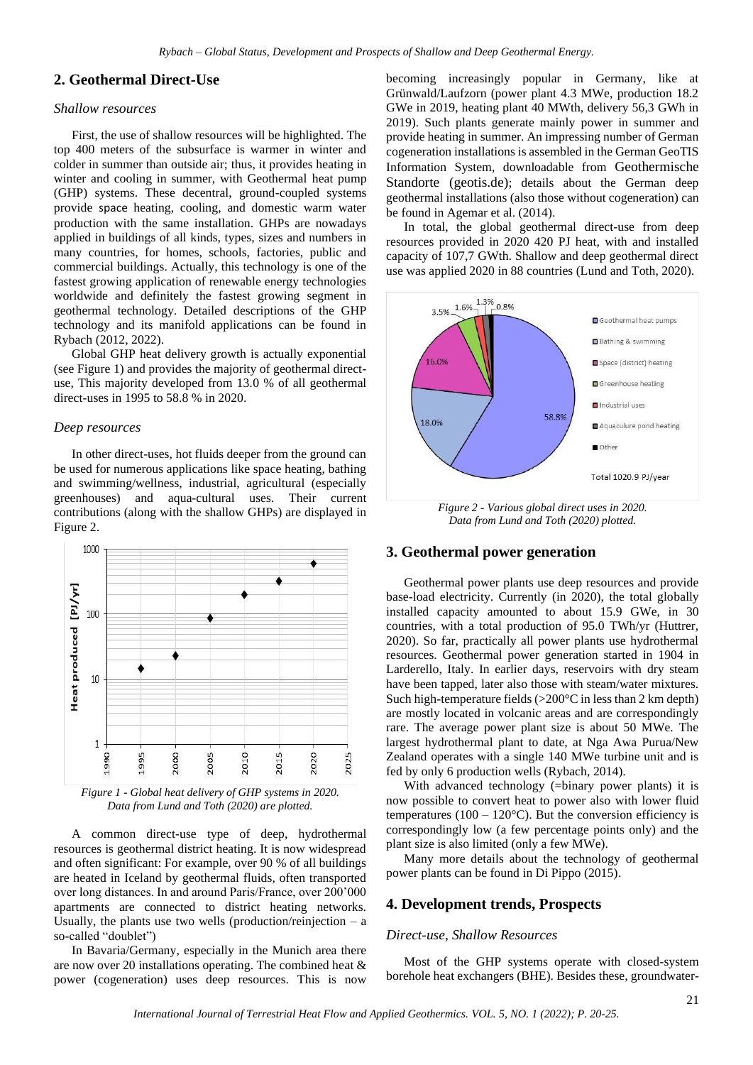## 2. Geothermal Direct-Use

### *Shallow resources*

First, the use of shallow resources will be highlighted. The top 400 meters of the subsurface is warmer in winter and colder in summer than outside air; thus, it provides heating in winter and cooling in summer, with Geothermal heat pump (GHP) systems. These decentral, ground-coupled systems provide space heating, cooling, and domestic warm water production with the same installation. GHPs are nowadays applied in buildings of all kinds, types, sizes and numbers in many countries, for homes, schools, factories, public and commercial buildings. Actually, this technology is one of the fastest growing application of renewable energy technologies worldwide and definitely the fastest growing segment in geothermal technology. Detailed descriptions of the GHP technology and its manifold applications can be found in Rybach (2012, 2022).

Global GHP heat delivery growth is actually exponential (see Figure 1) and provides the majority of geothermal direct-use, This majority developed from 13.0 % of all geothermal direct-uses in 1995 to 58.8 % in 2020.

### *Deep resources*

In other direct-uses, hot fluids deeper from the ground can be used for numerous applications like space heating, bathing and swimming/wellness, industrial, agricultural (especially greenhouses) and aqua-cultural uses. Their current contributions (along with the shallow GHPs) are displayed in Figure 2.

*Figure 1 - Global heat delivery of GHP systems in 2020. Data from Lund and Toth (2020) are plotted.*

A common direct-use type of deep, hydrothermal resources is geothermal district heating. It is now widespread and often significant: For example, over 90 % of all buildings are heated in Iceland by geothermal fluids, often transported over long distances. In and around Paris/France, over 200'000 apartments are connected to district heating networks. Usually, the plants use two wells (production/reinjection – a so-called "doublet")

In Bavaria/Germany, especially in the Munich area there are now over 20 installations operating. The combined heat & power (cogeneration) uses deep resources. This is now becoming increasingly popular in Germany, like at Grünwald/Laufzorn (power plant 4.3 MWe, production 18.2 GWe in 2019, heating plant 40 MWth, delivery 56,3 GWh in 2019). Such plants generate mainly power in summer and provide heating in summer. An impressing number of German cogeneration installations is assembled in the German GeoTIS Information System, downloadable from Geothermische Standorte (geotis.de); details about the German deep geothermal installations (also those without cogeneration) can be found in Agemar et al. (2014).

In total, the global geothermal direct-use from deep resources provided in 2020 420 PJ heat, with and installed capacity of 107,7 GWth. Shallow and deep geothermal direct use was applied 2020 in 88 countries (Lund and Toth, 2020).

*Figure 2 - Various global direct uses in 2020. Data from Lund and Toth (2020) plotted.*

## 3. Geothermal power generation

Geothermal power plants use deep resources and provide base-load electricity. Currently (in 2020), the total globally installed capacity amounted to about 15.9 GWe, in 30 countries, with a total production of 95.0 TWh/yr (Huttrer, 2020). So far, practically all power plants use hydrothermal resources. Geothermal power generation started in 1904 in Larderello, Italy. In earlier days, reservoirs with dry steam have been tapped, later also those with steam/water mixtures. Such high-temperature fields (>200°C in less than 2 km depth) are mostly located in volcanic areas and are correspondingly rare. The average power plant size is about 50 MWe. The largest hydrothermal plant to date, at Nga Awa Purua/New Zealand operates with a single 140 MWe turbine unit and is fed by only 6 production wells (Rybach, 2014).

With advanced technology (=binary power plants) it is now possible to convert heat to power also with lower fluid temperatures (100 – 120°C). But the conversion efficiency is correspondingly low (a few percentage points only) and the plant size is also limited (only a few MWe).

Many more details about the technology of geothermal power plants can be found in Di Pippo (2015).

## 4. Development trends, Prospects

### *Direct-use, Shallow Resources*

Most of the GHP systems operate with closed-system borehole heat exchangers (BHE). Besides these, groundwater-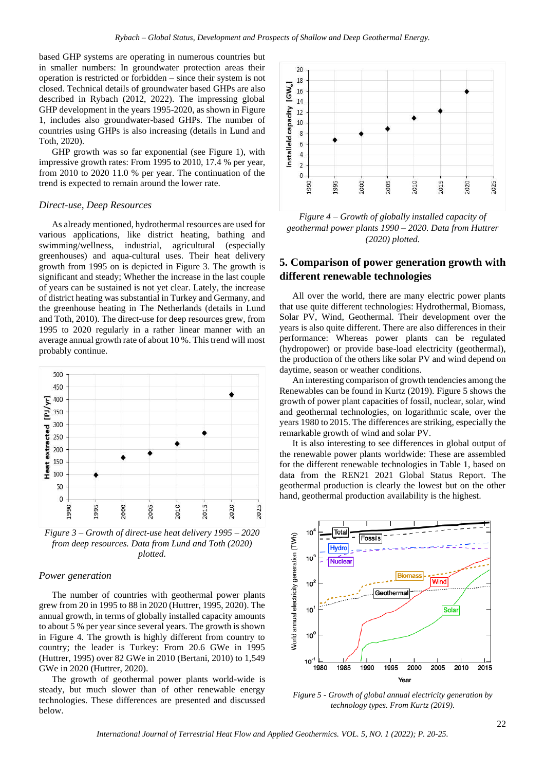based GHP systems are operating in numerous countries but in smaller numbers: In groundwater protection areas their operation is restricted or forbidden – since their system is not closed. Technical details of groundwater based GHPs are also described in Rybach (2012, 2022). The impressing global GHP development in the years 1995-2020, as shown in Figure 1, includes also groundwater-based GHPs. The number of countries using GHPs is also increasing (details in Lund and Toth, 2020).

GHP growth was so far exponential (see Figure 1), with impressive growth rates: From 1995 to 2010, 17.4 % per year, from 2010 to 2020 11.0 % per year. The continuation of the trend is expected to remain around the lower rate.

### *Direct-use, Deep Resources*

As already mentioned, hydrothermal resources are used for various applications, like district heating, bathing and swimming/wellness, industrial, agricultural (especially greenhouses) and aqua-cultural uses. Their heat delivery growth from 1995 on is depicted in Figure 3. The growth is significant and steady; Whether the increase in the last couple of years can be sustained is not yet clear. Lately, the increase of district heating was substantial in Turkey and Germany, and the greenhouse heating in The Netherlands (details in Lund and Toth, 2010). The direct-use for deep resources grew, from 1995 to 2020 regularly in a rather linear manner with an average annual growth rate of about 10 %. This trend will most probably continue.

*Figure 3 – Growth of direct-use heat delivery 1995 – 2020 from deep resources. Data from Lund and Toth (2020) plotted.*

### *Power generation*

The number of countries with geothermal power plants grew from 20 in 1995 to 88 in 2020 (Huttrer, 1995, 2020). The annual growth, in terms of globally installed capacity amounts to about 5 % per year since several years. The growth is shown in Figure 4. The growth is highly different from country to country; the leader is Turkey: From 20.6 GWe in 1995 (Huttrer, 1995) over 82 GWe in 2010 (Bertani, 2010) to 1,549 GWe in 2020 (Huttrer, 2020).

The growth of geothermal power plants world-wide is steady, but much slower than of other renewable energy technologies. These differences are presented and discussed below.

*Figure 4 – Growth of globally installed capacity of geothermal power plants 1990 – 2020. Data from Huttrer (2020) plotted.*

## 5. Comparison of power generation growth with different renewable technologies

All over the world, there are many electric power plants that use quite different technologies: Hydrothermal, Biomass, Solar PV, Wind, Geothermal. Their development over the years is also quite different. There are also differences in their performance: Whereas power plants can be regulated (hydropower) or provide base-load electricity (geothermal), the production of the others like solar PV and wind depend on daytime, season or weather conditions.

An interesting comparison of growth tendencies among the Renewables can be found in Kurtz (2019). Figure 5 shows the growth of power plant capacities of fossil, nuclear, solar, wind and geothermal technologies, on logarithmic scale, over the years 1980 to 2015. The differences are striking, especially the remarkable growth of wind and solar PV.

It is also interesting to see differences in global output of the renewable power plants worldwide: These are assembled for the different renewable technologies in Table 1, based on data from the REN21 2021 Global Status Report. The geothermal production is clearly the lowest but on the other hand, geothermal production availability is the highest.

*Figure 5 - Growth of global annual electricity generation by technology types. From Kurtz (2019).*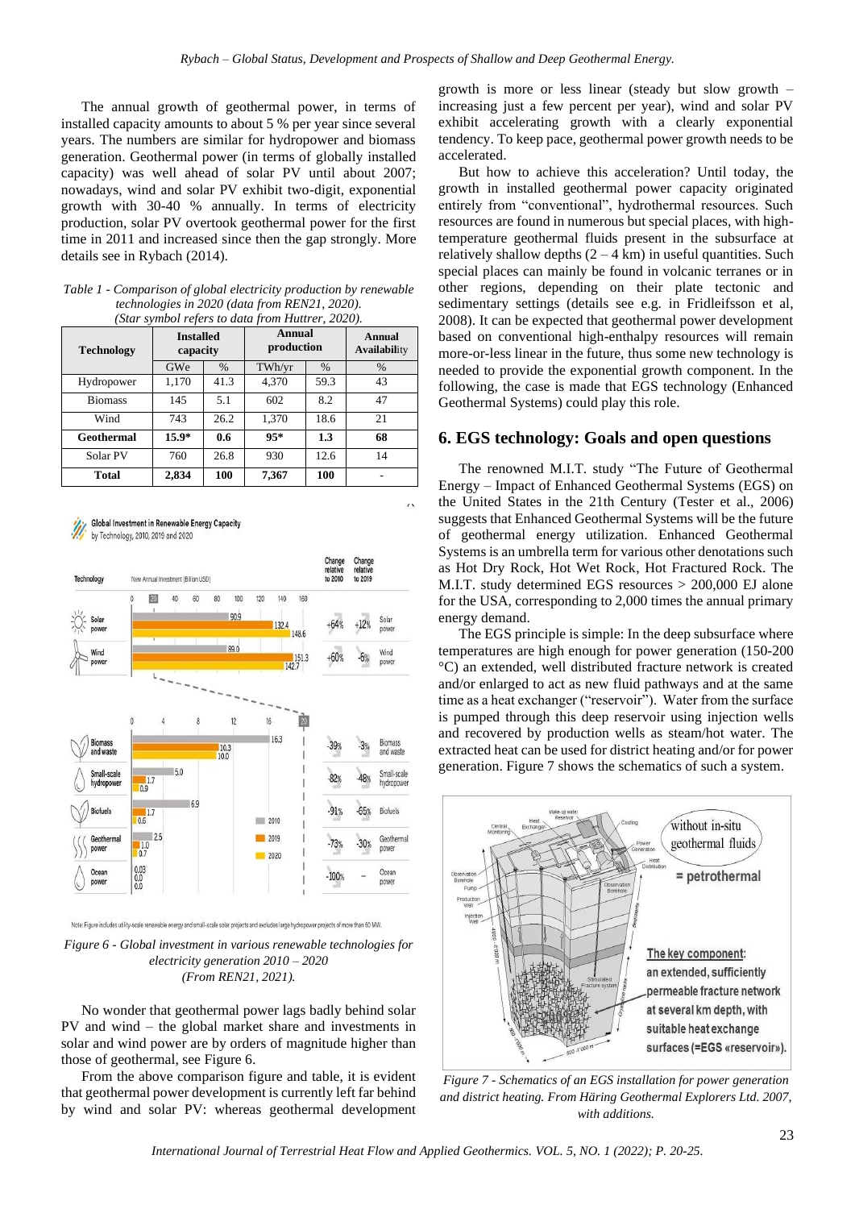The annual growth of geothermal power, in terms of installed capacity amounts to about 5 % per year since several years. The numbers are similar for hydropower and biomass generation. Geothermal power (in terms of globally installed capacity) was well ahead of solar PV until about 2007; nowadays, wind and solar PV exhibit two-digit, exponential growth with 30-40 % annually. In terms of electricity production, solar PV overtook geothermal power for the first time in 2011 and increased since then the gap strongly. More details see in Rybach (2014).

*Table 1 - Comparison of global electricity production by renewable technologies in 2020 (data from REN21, 2020). (Star symbol refers to data from Huttrer, 2020).*

| Technology | Installed capacity | | Annual production | | Annual Availability |
|---|---|---|---|---|---|
| | GWe | % | TWh/yr | % | % |
| Hydropower | 1,170 | 41.3 | 4,370 | 59.3 | 43 |
| Biomass | 145 | 5.1 | 602 | 8.2 | 47 |
| Wind | 743 | 26.2 | 1,370 | 18.6 | 21 |
| **Geothermal** | **15.9*** | **0.6** | **95*** | **1.3** | **68** |
| Solar PV | 760 | 26.8 | 930 | 12.6 | 14 |
| **Total** | **2,834** | **100** | **7,367** | **100** | - |

*Figure 6 - Global investment in various renewable technologies for electricity generation 2010 – 2020 (From REN21, 2021).*

No wonder that geothermal power lags badly behind solar PV and wind – the global market share and investments in solar and wind power are by orders of magnitude higher than those of geothermal, see Figure 6.

From the above comparison figure and table, it is evident that geothermal power development is currently left far behind by wind and solar PV: whereas geothermal development growth is more or less linear (steady but slow growth – increasing just a few percent per year), wind and solar PV exhibit accelerating growth with a clearly exponential tendency. To keep pace, geothermal power growth needs to be accelerated.

But how to achieve this acceleration? Until today, the growth in installed geothermal power capacity originated entirely from "conventional", hydrothermal resources. Such resources are found in numerous but special places, with high-temperature geothermal fluids present in the subsurface at relatively shallow depths (2 – 4 km) in useful quantities. Such special places can mainly be found in volcanic terranes or in other regions, depending on their plate tectonic and sedimentary settings (details see e.g. in Fridleifsson et al, 2008). It can be expected that geothermal power development based on conventional high-enthalpy resources will remain more-or-less linear in the future, thus some new technology is needed to provide the exponential growth component. In the following, the case is made that EGS technology (Enhanced Geothermal Systems) could play this role.

## 6. EGS technology: Goals and open questions

The renowned M.I.T. study "The Future of Geothermal Energy – Impact of Enhanced Geothermal Systems (EGS) on the United States in the 21th Century (Tester et al., 2006) suggests that Enhanced Geothermal Systems will be the future of geothermal energy utilization. Enhanced Geothermal Systems is an umbrella term for various other denotations such as Hot Dry Rock, Hot Wet Rock, Hot Fractured Rock. The M.I.T. study determined EGS resources > 200,000 EJ alone for the USA, corresponding to 2,000 times the annual primary energy demand.

The EGS principle is simple: In the deep subsurface where temperatures are high enough for power generation (150-200 °C) an extended, well distributed fracture network is created and/or enlarged to act as new fluid pathways and at the same time as a heat exchanger ("reservoir"). Water from the surface is pumped through this deep reservoir using injection wells and recovered by production wells as steam/hot water. The extracted heat can be used for district heating and/or for power generation. Figure 7 shows the schematics of such a system.

*Figure 7 - Schematics of an EGS installation for power generation and district heating. From Häring Geothermal Explorers Ltd. 2007, with additions.*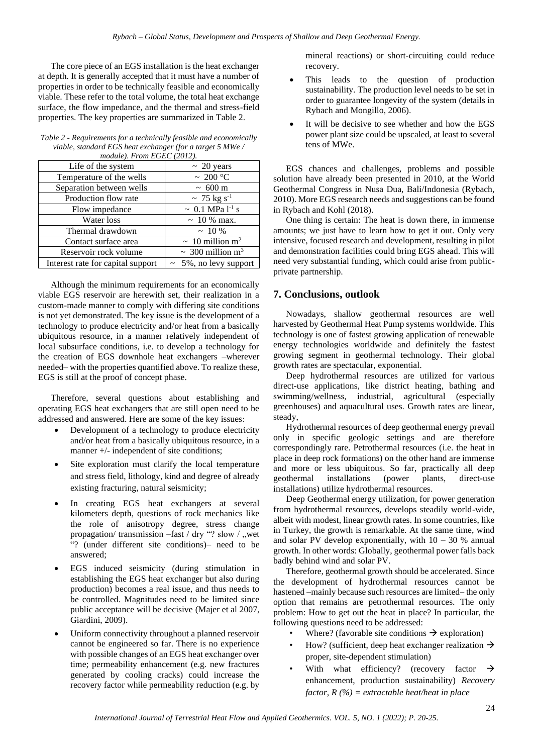The core piece of an EGS installation is the heat exchanger at depth. It is generally accepted that it must have a number of properties in order to be technically feasible and economically viable. These refer to the total volume, the total heat exchange surface, the flow impedance, and the thermal and stress-field properties. The key properties are summarized in Table 2.

*Table 2 - Requirements for a technically feasible and economically viable, standard EGS heat exchanger (for a target 5 MWe / module). From EGEC (2012).*

| Life of the system | ~ 20 years |
|---|---|
| Temperature of the wells | ~ 200 °C |
| Separation between wells | ~ 600 m |
| Production flow rate | ~ 75 kg $s^{-1}$ |
| Flow impedance | ~ 0.1 MPa $l^{-1}$ s |
| Water loss | ~ 10 % max. |
| Thermal drawdown | ~ 10 % |
| Contact surface area | ~ 10 million $m^2$ |
| Reservoir rock volume | ~ 300 million $m^3$ |
| Interest rate for capital support | ~ 5%, no levy support |

Although the minimum requirements for an economically viable EGS reservoir are herewith set, their realization in a custom-made manner to comply with differing site conditions is not yet demonstrated. The key issue is the development of a technology to produce electricity and/or heat from a basically ubiquitous resource, in a manner relatively independent of local subsurface conditions, i.e. to develop a technology for the creation of EGS downhole heat exchangers –wherever needed– with the properties quantified above. To realize these, EGS is still at the proof of concept phase.

Therefore, several questions about establishing and operating EGS heat exchangers that are still open need to be addressed and answered. Here are some of the key issues:

- Development of a technology to produce electricity and/or heat from a basically ubiquitous resource, in a manner +/- independent of site conditions;
- Site exploration must clarify the local temperature and stress field, lithology, kind and degree of already existing fracturing, natural seismicity;
- In creating EGS heat exchangers at several kilometers depth, questions of rock mechanics like the role of anisotropy degree, stress change propagation/ transmission –fast / dry "? slow / „wet "? (under different site conditions)– need to be answered;
- EGS induced seismicity (during stimulation in establishing the EGS heat exchanger but also during production) becomes a real issue, and thus needs to be controlled. Magnitudes need to be limited since public acceptance will be decisive (Majer et al 2007, Giardini, 2009).
- Uniform connectivity throughout a planned reservoir cannot be engineered so far. There is no experience with possible changes of an EGS heat exchanger over time; permeability enhancement (e.g. new fractures generated by cooling cracks) could increase the recovery factor while permeability reduction (e.g. by mineral reactions) or short-circuiting could reduce recovery.
- This leads to the question of production sustainability. The production level needs to be set in order to guarantee longevity of the system (details in Rybach and Mongillo, 2006).
- It will be decisive to see whether and how the EGS power plant size could be upscaled, at least to several tens of MWe.

EGS chances and challenges, problems and possible solution have already been presented in 2010, at the World Geothermal Congress in Nusa Dua, Bali/Indonesia (Rybach, 2010). More EGS research needs and suggestions can be found in Rybach and Kohl (2018).

One thing is certain: The heat is down there, in immense amounts; we just have to learn how to get it out. Only very intensive, focused research and development, resulting in pilot and demonstration facilities could bring EGS ahead. This will need very substantial funding, which could arise from public-private partnership.

## 7. Conclusions, outlook

Nowadays, shallow geothermal resources are well harvested by Geothermal Heat Pump systems worldwide. This technology is one of fastest growing application of renewable energy technologies worldwide and definitely the fastest growing segment in geothermal technology. Their global growth rates are spectacular, exponential.

Deep hydrothermal resources are utilized for various direct-use applications, like district heating, bathing and swimming/wellness, industrial, agricultural (especially greenhouses) and aquacultural uses. Growth rates are linear, steady,

Hydrothermal resources of deep geothermal energy prevail only in specific geologic settings and are therefore correspondingly rare. Petrothermal resources (i.e. the heat in place in deep rock formations) on the other hand are immense and more or less ubiquitous. So far, practically all deep geothermal installations (power plants, direct-use installations) utilize hydrothermal resources.

Deep Geothermal energy utilization, for power generation from hydrothermal resources, develops steadily world-wide, albeit with modest, linear growth rates. In some countries, like in Turkey, the growth is remarkable. At the same time, wind and solar PV develop exponentially, with 10 – 30 % annual growth. In other words: Globally, geothermal power falls back badly behind wind and solar PV.

Therefore, geothermal growth should be accelerated. Since the development of hydrothermal resources cannot be hastened –mainly because such resources are limited– the only option that remains are petrothermal resources. The only problem: How to get out the heat in place? In particular, the following questions need to be addressed:

- Where? (favorable site conditions → exploration)
- How? (sufficient, deep heat exchanger realization → proper, site-dependent stimulation)
- With what efficiency? (recovery factor → enhancement, production sustainability) *Recovery factor, R (%) = extractable heat/heat in place*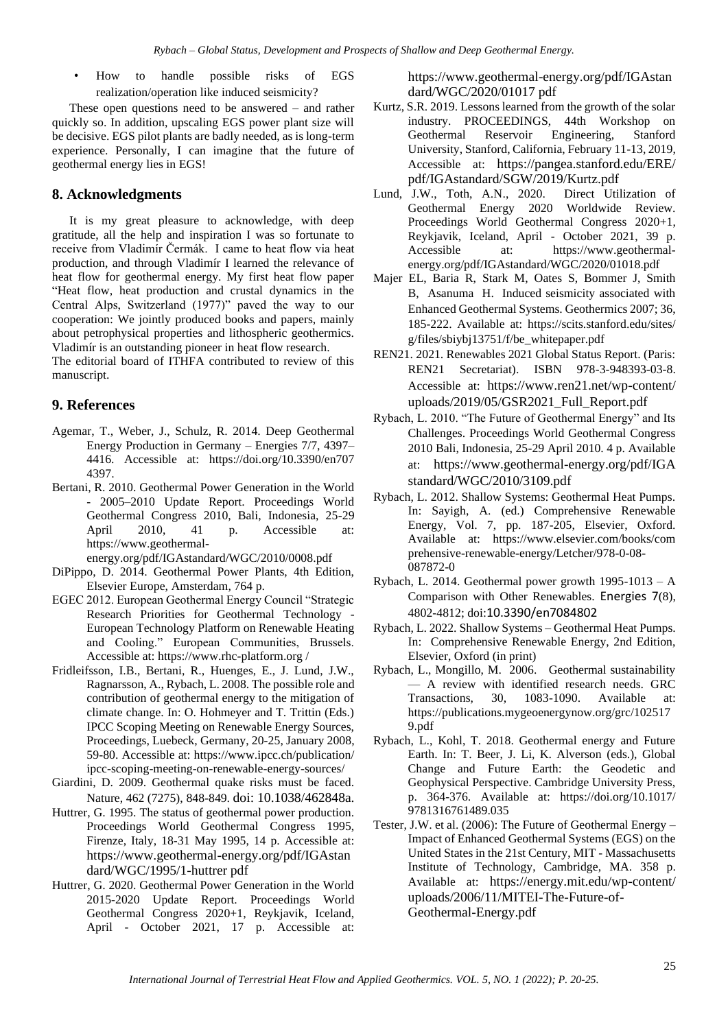- How to handle possible risks of EGS realization/operation like induced seismicity?

These open questions need to be answered – and rather quickly so. In addition, upscaling EGS power plant size will be decisive. EGS pilot plants are badly needed, as is long-term experience. Personally, I can imagine that the future of geothermal energy lies in EGS!

## 8. Acknowledgments

It is my great pleasure to acknowledge, with deep gratitude, all the help and inspiration I was so fortunate to receive from Vladimír Čermák. I came to heat flow via heat production, and through Vladimír I learned the relevance of heat flow for geothermal energy. My first heat flow paper "Heat flow, heat production and crustal dynamics in the Central Alps, Switzerland (1977)" paved the way to our cooperation: We jointly produced books and papers, mainly about petrophysical properties and lithospheric geothermics. Vladimír is an outstanding pioneer in heat flow research.
The editorial board of ITHFA contributed to review of this manuscript.

## 9. References

Agemar, T., Weber, J., Schulz, R. 2014. Deep Geothermal Energy Production in Germany – Energies 7/7, 4397–4416. Accessible at: https://doi.org/10.3390/en7074397.

Bertani, R. 2010. Geothermal Power Generation in the World - 2005–2010 Update Report. Proceedings World Geothermal Congress 2010, Bali, Indonesia, 25-29 April 2010, 41 p. Accessible at: https://www.geothermal-energy.org/pdf/IGAstandard/WGC/2010/0008.pdf

DiPippo, D. 2014. Geothermal Power Plants, 4th Edition, Elsevier Europe, Amsterdam, 764 p.

EGEC 2012. European Geothermal Energy Council "Strategic Research Priorities for Geothermal Technology - European Technology Platform on Renewable Heating and Cooling." European Communities, Brussels. Accessible at: https://www.rhc-platform.org /

Fridleifsson, I.B., Bertani, R., Huenges, E., J. Lund, J.W., Ragnarsson, A., Rybach, L. 2008. The possible role and contribution of geothermal energy to the mitigation of climate change. In: O. Hohmeyer and T. Trittin (Eds.) IPCC Scoping Meeting on Renewable Energy Sources, Proceedings, Luebeck, Germany, 20-25, January 2008, 59-80. Accessible at: https://www.ipcc.ch/publication/ipcc-scoping-meeting-on-renewable-energy-sources/

Giardini, D. 2009. Geothermal quake risks must be faced. Nature, 462 (7275), 848-849. doi: 10.1038/462848a.

Huttrer, G. 1995. The status of geothermal power production. Proceedings World Geothermal Congress 1995, Firenze, Italy, 18-31 May 1995, 14 p. Accessible at: https://www.geothermal-energy.org/pdf/IGAstandard/WGC/1995/1-huttrer pdf

Huttrer, G. 2020. Geothermal Power Generation in the World 2015-2020 Update Report. Proceedings World Geothermal Congress 2020+1, Reykjavik, Iceland, April - October 2021, 17 p. Accessible at: https://www.geothermal-energy.org/pdf/IGAstandard/WGC/2020/01017 pdf

Kurtz, S.R. 2019. Lessons learned from the growth of the solar industry. PROCEEDINGS, 44th Workshop on Geothermal Reservoir Engineering, Stanford University, Stanford, California, February 11-13, 2019, Accessible at: https://pangea.stanford.edu/ERE/pdf/IGAstandard/SGW/2019/Kurtz.pdf

Lund, J.W., Toth, A.N., 2020. Direct Utilization of Geothermal Energy 2020 Worldwide Review. Proceedings World Geothermal Congress 2020+1, Reykjavik, Iceland, April - October 2021, 39 p. Accessible at: https://www.geothermal-energy.org/pdf/IGAstandard/WGC/2020/01018.pdf

Majer EL, Baria R, Stark M, Oates S, Bommer J, Smith B, Asanuma H. Induced seismicity associated with Enhanced Geothermal Systems. Geothermics 2007; 36, 185-222. Available at: https://scits.stanford.edu/sites/g/files/sbiybj13751/f/be_whitepaper.pdf

REN21. 2021. Renewables 2021 Global Status Report. (Paris: REN21 Secretariat). ISBN 978-3-948393-03-8. Accessible at: https://www.ren21.net/wp-content/uploads/2019/05/GSR2021_Full_Report.pdf

Rybach, L. 2010. "The Future of Geothermal Energy" and Its Challenges. Proceedings World Geothermal Congress 2010 Bali, Indonesia, 25-29 April 2010. 4 p. Available at: https://www.geothermal-energy.org/pdf/IGAstandard/WGC/2010/3109.pdf

Rybach, L. 2012. Shallow Systems: Geothermal Heat Pumps. In: Sayigh, A. (ed.) Comprehensive Renewable Energy, Vol. 7, pp. 187-205, Elsevier, Oxford. Available at: https://www.elsevier.com/books/comprehensive-renewable-energy/Letcher/978-0-08-087872-0

Rybach, L. 2014. Geothermal power growth 1995-1013 – A Comparison with Other Renewables. Energies 7(8), 4802-4812; doi:10.3390/en7084802

Rybach, L. 2022. Shallow Systems – Geothermal Heat Pumps. In: Comprehensive Renewable Energy, 2nd Edition, Elsevier, Oxford (in print)

Rybach, L., Mongillo, M. 2006. Geothermal sustainability — A review with identified research needs. GRC Transactions, 30, 1083-1090. Available at: https://publications.mygeoenergynow.org/grc/1025179.pdf

Rybach, L., Kohl, T. 2018. Geothermal energy and Future Earth. In: T. Beer, J. Li, K. Alverson (eds.), Global Change and Future Earth: the Geodetic and Geophysical Perspective. Cambridge University Press, p. 364-376. Available at: https://doi.org/10.1017/9781316761489.035

Tester, J.W. et al. (2006): The Future of Geothermal Energy – Impact of Enhanced Geothermal Systems (EGS) on the United States in the 21st Century, MIT - Massachusetts Institute of Technology, Cambridge, MA. 358 p. Available at: https://energy.mit.edu/wp-content/uploads/2006/11/MITEI-The-Future-of-Geothermal-Energy.pdf